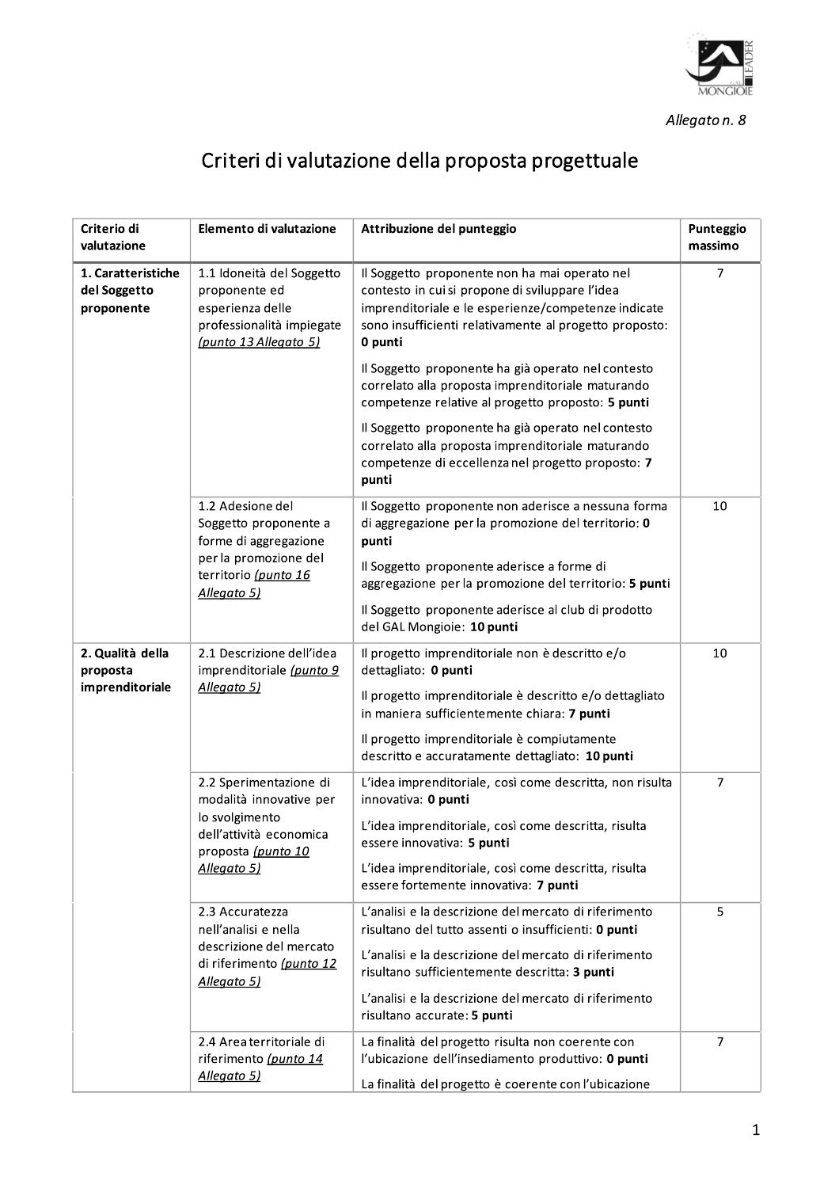*Allegato n. 8*

# Criteri di valutazione della proposta progettuale

| Criterio di valutazione | Elemento di valutazione | Attribuzione del punteggio | Punteggio massimo |
|---|---|---|---|
| **1. Caratteristiche del Soggetto proponente** | 1.1 Idoneità del Soggetto proponente ed esperienza delle professionalità impiegate *(punto 13 Allegato 5)* | Il Soggetto proponente non ha mai operato nel contesto in cui si propone di sviluppare l'idea imprenditoriale e le esperienze/competenze indicate sono insufficienti relativamente al progetto proposto: **0 punti**<br><br>Il Soggetto proponente ha già operato nel contesto correlato alla proposta imprenditoriale maturando competenze relative al progetto proposto: **5 punti**<br><br>Il Soggetto proponente ha già operato nel contesto correlato alla proposta imprenditoriale maturando competenze di eccellenza nel progetto proposto: **7 punti** | 7 |
| | 1.2 Adesione del Soggetto proponente a forme di aggregazione per la promozione del territorio *(punto 16 Allegato 5)* | Il Soggetto proponente non aderisce a nessuna forma di aggregazione per la promozione del territorio: **0 punti**<br><br>Il Soggetto proponente aderisce a forme di aggregazione per la promozione del territorio: **5 punti**<br><br>Il Soggetto proponente aderisce al club di prodotto del GAL Mongioie: **10 punti** | 10 |
| **2. Qualità della proposta imprenditoriale** | 2.1 Descrizione dell'idea imprenditoriale *(punto 9 Allegato 5)* | Il progetto imprenditoriale non è descritto e/o dettagliato: **0 punti**<br><br>Il progetto imprenditoriale è descritto e/o dettagliato in maniera sufficientemente chiara: **7 punti**<br><br>Il progetto imprenditoriale è compiutamente descritto e accuratamente dettagliato: **10 punti** | 10 |
| | 2.2 Sperimentazione di modalità innovative per lo svolgimento dell'attività economica proposta *(punto 10 Allegato 5)* | L'idea imprenditoriale, così come descritta, non risulta innovativa: **0 punti**<br><br>L'idea imprenditoriale, così come descritta, risulta essere innovativa: **5 punti**<br><br>L'idea imprenditoriale, così come descritta, risulta essere fortemente innovativa: **7 punti** | 7 |
| | 2.3 Accuratezza nell'analisi e nella descrizione del mercato di riferimento *(punto 12 Allegato 5)* | L'analisi e la descrizione del mercato di riferimento risultano del tutto assenti o insufficienti: **0 punti**<br><br>L'analisi e la descrizione del mercato di riferimento risultano sufficientemente descritta: **3 punti**<br><br>L'analisi e la descrizione del mercato di riferimento risultano accurate: **5 punti** | 5 |
| | 2.4 Area territoriale di riferimento *(punto 14 Allegato 5)* | La finalità del progetto risulta non coerente con l'ubicazione dell'insediamento produttivo: **0 punti**<br><br>La finalità del progetto è coerente con l'ubicazione | 7 |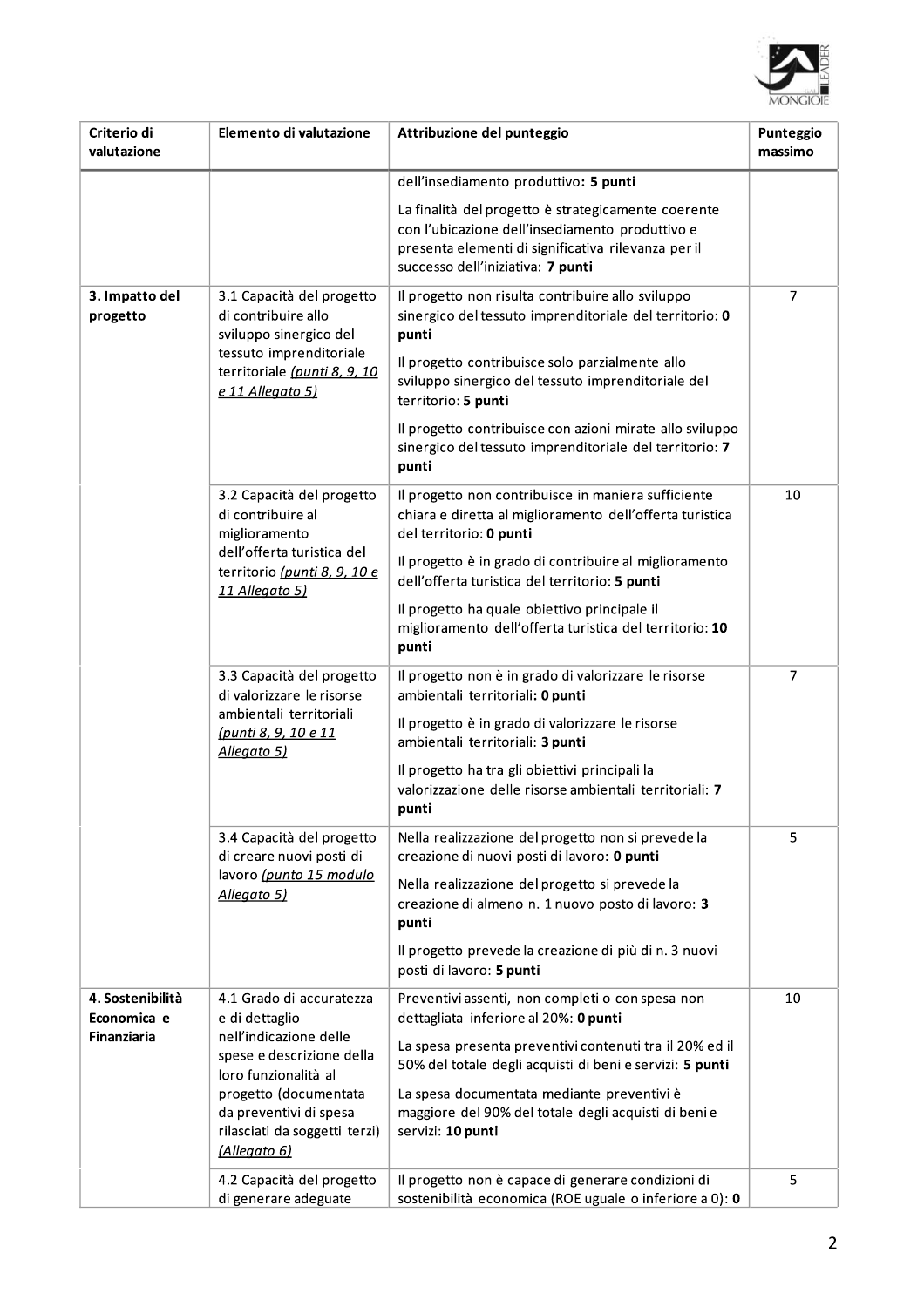| Criterio di valutazione | Elemento di valutazione | Attribuzione del punteggio | Punteggio massimo |
|---|---|---|---|
| | | dell'insediamento produttivo: **5 punti**<br><br>La finalità del progetto è strategicamente coerente con l'ubicazione dell'insediamento produttivo e presenta elementi di significativa rilevanza per il successo dell'iniziativa: **7 punti** | |
| **3. Impatto del progetto** | 3.1 Capacità del progetto di contribuire allo sviluppo sinergico del tessuto imprenditoriale territoriale *(punti 8, 9, 10 e 11 Allegato 5)* | Il progetto non risulta contribuire allo sviluppo sinergico del tessuto imprenditoriale del territorio: **0 punti**<br><br>Il progetto contribuisce solo parzialmente allo sviluppo sinergico del tessuto imprenditoriale del territorio: **5 punti**<br><br>Il progetto contribuisce con azioni mirate allo sviluppo sinergico del tessuto imprenditoriale del territorio: **7 punti** | 7 |
| | 3.2 Capacità del progetto di contribuire al miglioramento dell'offerta turistica del territorio *(punti 8, 9, 10 e 11 Allegato 5)* | Il progetto non contribuisce in maniera sufficiente chiara e diretta al miglioramento dell'offerta turistica del territorio: **0 punti**<br><br>Il progetto è in grado di contribuire al miglioramento dell'offerta turistica del territorio: **5 punti**<br><br>Il progetto ha quale obiettivo principale il miglioramento dell'offerta turistica del territorio: **10 punti** | 10 |
| | 3.3 Capacità del progetto di valorizzare le risorse ambientali territoriali *(punti 8, 9, 10 e 11 Allegato 5)* | Il progetto non è in grado di valorizzare le risorse ambientali territoriali: **0 punti**<br><br>Il progetto è in grado di valorizzare le risorse ambientali territoriali: **3 punti**<br><br>Il progetto ha tra gli obiettivi principali la valorizzazione delle risorse ambientali territoriali: **7 punti** | 7 |
| | 3.4 Capacità del progetto di creare nuovi posti di lavoro *(punto 15 modulo Allegato 5)* | Nella realizzazione del progetto non si prevede la creazione di nuovi posti di lavoro: **0 punti**<br><br>Nella realizzazione del progetto si prevede la creazione di almeno n. 1 nuovo posto di lavoro: **3 punti**<br><br>Il progetto prevede la creazione di più di n. 3 nuovi posti di lavoro: **5 punti** | 5 |
| **4. Sostenibilità Economica e Finanziaria** | 4.1 Grado di accuratezza e di dettaglio nell'indicazione delle spese e descrizione della loro funzionalità al progetto (documentata da preventivi di spesa rilasciati da soggetti terzi) *(Allegato 6)* | Preventivi assenti, non completi o con spesa non dettagliata inferiore al 20%: **0 punti**<br><br>La spesa presenta preventivi contenuti tra il 20% ed il 50% del totale degli acquisti di beni e servizi: **5 punti**<br><br>La spesa documentata mediante preventivi è maggiore del 90% del totale degli acquisti di beni e servizi: **10 punti** | 10 |
| | 4.2 Capacità del progetto di generare adeguate | Il progetto non è capace di generare condizioni di sostenibilità economica (ROE uguale o inferiore a 0): **0** | 5 |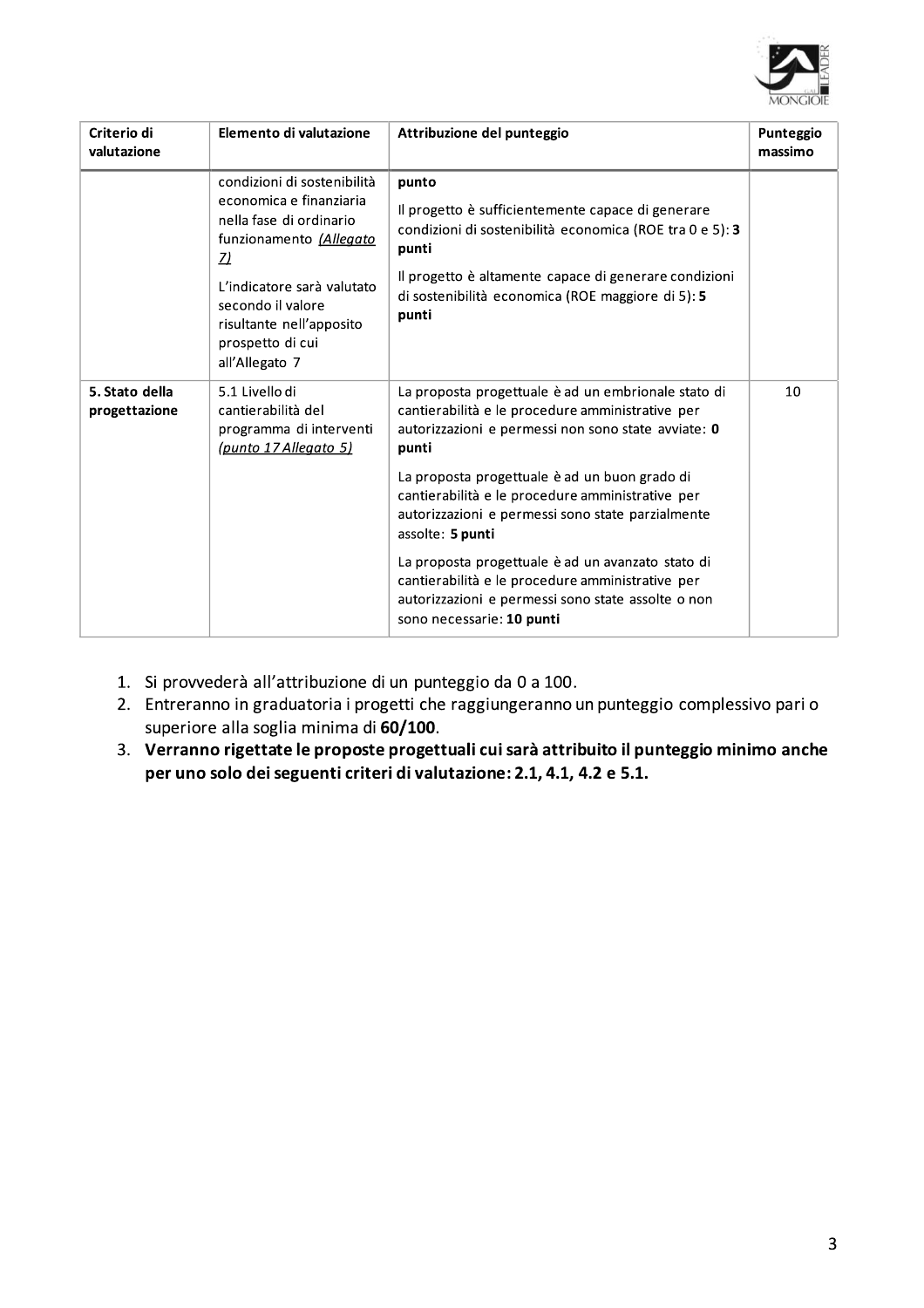| Criterio di valutazione | Elemento di valutazione | Attribuzione del punteggio | Punteggio massimo |
|---|---|---|---|
| | condizioni di sostenibilità economica e finanziaria nella fase di ordinario funzionamento *(Allegato 7)*<br><br>L'indicatore sarà valutato secondo il valore risultante nell'apposito prospetto di cui all'Allegato 7 | **punto**<br><br>Il progetto è sufficientemente capace di generare condizioni di sostenibilità economica (ROE tra 0 e 5): **3 punti**<br><br>Il progetto è altamente capace di generare condizioni di sostenibilità economica (ROE maggiore di 5): **5 punti** | |
| **5. Stato della progettazione** | 5.1 Livello di cantierabilità del programma di interventi *(punto 17 Allegato 5)* | La proposta progettuale è ad un embrionale stato di cantierabilità e le procedure amministrative per autorizzazioni e permessi non sono state avviate: **0 punti**<br><br>La proposta progettuale è ad un buon grado di cantierabilità e le procedure amministrative per autorizzazioni e permessi sono state parzialmente assolte: **5 punti**<br><br>La proposta progettuale è ad un avanzato stato di cantierabilità e le procedure amministrative per autorizzazioni e permessi sono state assolte o non sono necessarie: **10 punti** | 10 |

1. Si provvederà all'attribuzione di un punteggio da 0 a 100.
2. Entreranno in graduatoria i progetti che raggiungeranno un punteggio complessivo pari o superiore alla soglia minima di **60/100**.
3. **Verranno rigettate le proposte progettuali cui sarà attribuito il punteggio minimo anche per uno solo dei seguenti criteri di valutazione: 2.1, 4.1, 4.2 e 5.1.**